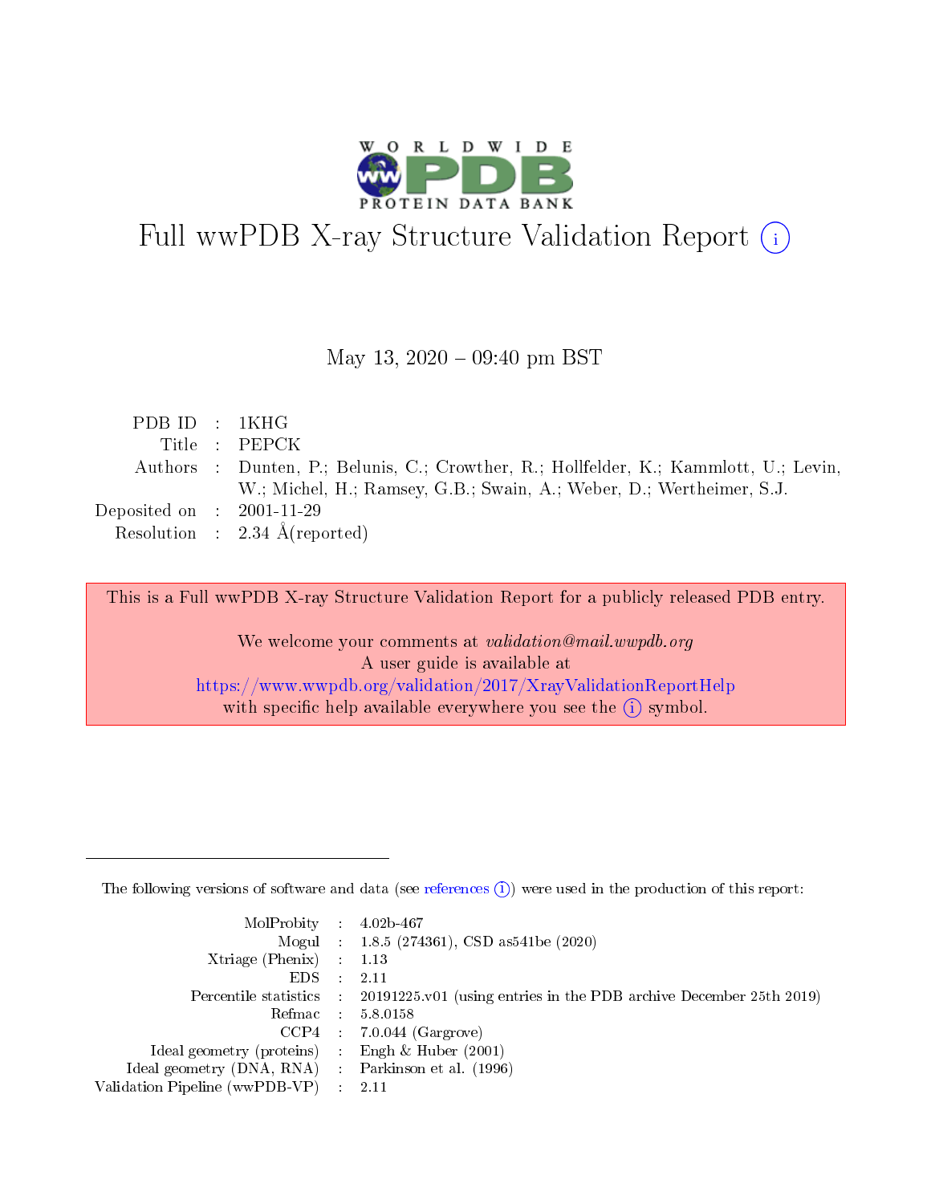# Full wwPDB X-ray Structure Validation Report (i)

May 13, 2020 – 09:40 pm BST

| | | |
|---|---|---|
| PDB ID | : | 1KHG |
| Title | : | PEPCK |
| Authors | : | Dunten, P.; Belunis, C.; Crowther, R.; Hollfelder, K.; Kammlott, U.; Levin, W.; Michel, H.; Ramsey, G.B.; Swain, A.; Weber, D.; Wertheimer, S.J. |
| Deposited on | : | 2001-11-29 |
| Resolution | : | 2.34 Å(reported) |

This is a Full wwPDB X-ray Structure Validation Report for a publicly released PDB entry.

We welcome your comments at *validation@mail.wwpdb.org*
A user guide is available at
https://www.wwpdb.org/validation/2017/XrayValidationReportHelp
with specific help available everywhere you see the (i) symbol.

---

The following versions of software and data (see references (i)) were used in the production of this report:

| | | |
|---|---|---|
| MolProbity | : | 4.02b-467 |
| Mogul | : | 1.8.5 (274361), CSD as541be (2020) |
| Xtriage (Phenix) | : | 1.13 |
| EDS | : | 2.11 |
| Percentile statistics | : | 20191225.v01 (using entries in the PDB archive December 25th 2019) |
| Refmac | : | 5.8.0158 |
| CCP4 | : | 7.0.044 (Gargrove) |
| Ideal geometry (proteins) | : | Engh & Huber (2001) |
| Ideal geometry (DNA, RNA) | : | Parkinson et al. (1996) |
| Validation Pipeline (wwPDB-VP) | : | 2.11 |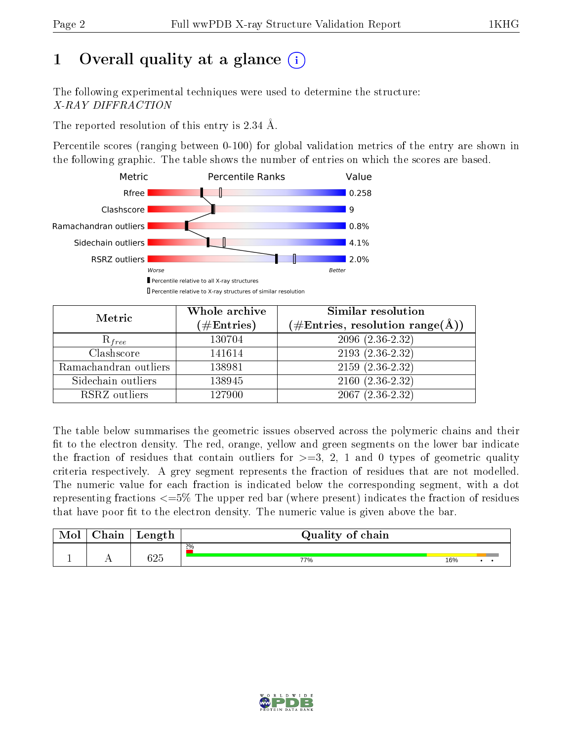# 1 Overall quality at a glance (i)

The following experimental techniques were used to determine the structure: *X-RAY DIFFRACTION*

The reported resolution of this entry is 2.34 Å.

Percentile scores (ranging between 0-100) for global validation metrics of the entry are shown in the following graphic. The table shows the number of entries on which the scores are based.

| Metric | Value |
|---|---|
| Rfree | 0.258 |
| Clashscore | 9 |
| Ramachandran outliers | 0.8% |
| Sidechain outliers | 4.1% |
| RSRZ outliers | 2.0% |

Worse — Better

▮ Percentile relative to all X-ray structures

▯ Percentile relative to X-ray structures of similar resolution

| Metric | Whole archive (#Entries) | Similar resolution (#Entries, resolution range(Å)) |
|---|---|---|
| $R_{free}$ | 130704 | 2096 (2.36-2.32) |
| Clashscore | 141614 | 2193 (2.36-2.32) |
| Ramachandran outliers | 138981 | 2159 (2.36-2.32) |
| Sidechain outliers | 138945 | 2160 (2.36-2.32) |
| RSRZ outliers | 127900 | 2067 (2.36-2.32) |

The table below summarises the geometric issues observed across the polymeric chains and their fit to the electron density. The red, orange, yellow and green segments on the lower bar indicate the fraction of residues that contain outliers for >=3, 2, 1 and 0 types of geometric quality criteria respectively. A grey segment represents the fraction of residues that are not modelled. The numeric value for each fraction is indicated below the corresponding segment, with a dot representing fractions <=5% The upper red bar (where present) indicates the fraction of residues that have poor fit to the electron density. The numeric value is given above the bar.

| Mol | Chain | Length | Quality of chain |
|---|---|---|---|
| 1 | A | 625 | 2% / 77% / 16% / • / • |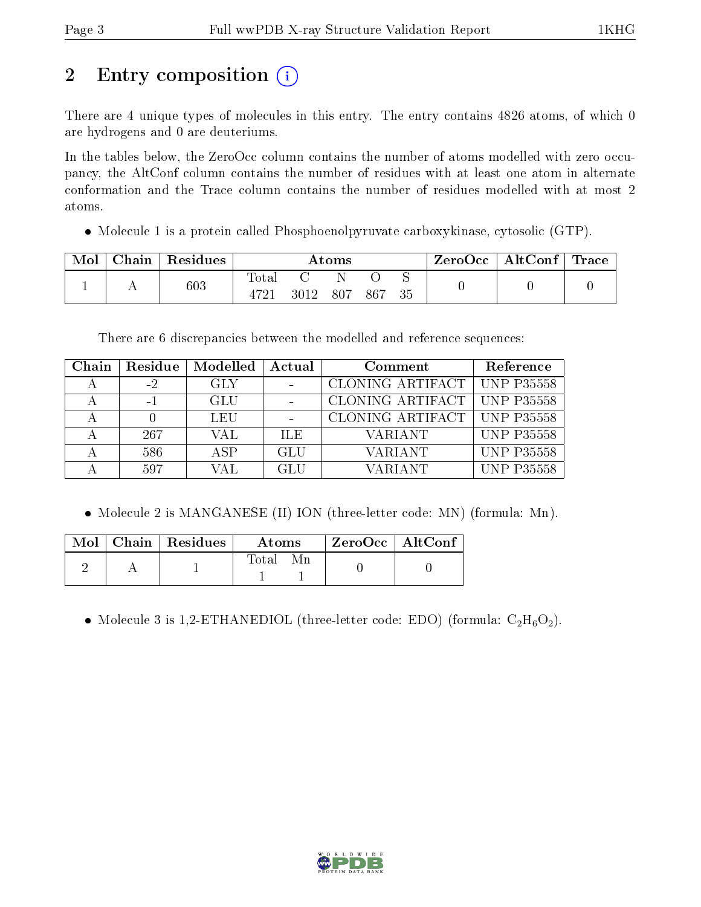# 2 Entry composition

There are 4 unique types of molecules in this entry. The entry contains 4826 atoms, of which 0 are hydrogens and 0 are deuteriums.

In the tables below, the ZeroOcc column contains the number of atoms modelled with zero occupancy, the AltConf column contains the number of residues with at least one atom in alternate conformation and the Trace column contains the number of residues modelled with at most 2 atoms.

- Molecule 1 is a protein called Phosphoenolpyruvate carboxykinase, cytosolic (GTP).

| Mol | Chain | Residues | Atoms | | | | | ZeroOcc | AltConf | Trace |
|---|---|---|---|---|---|---|---|---|---|---|
| 1 | A | 603 | Total | C | N | O | S | 0 | 0 | 0 |
| | | | 4721 | 3012 | 807 | 867 | 35 | | | |

There are 6 discrepancies between the modelled and reference sequences:

| Chain | Residue | Modelled | Actual | Comment | Reference |
|---|---|---|---|---|---|
| A | -2 | GLY | - | CLONING ARTIFACT | UNP P35558 |
| A | -1 | GLU | - | CLONING ARTIFACT | UNP P35558 |
| A | 0 | LEU | - | CLONING ARTIFACT | UNP P35558 |
| A | 267 | VAL | ILE | VARIANT | UNP P35558 |
| A | 586 | ASP | GLU | VARIANT | UNP P35558 |
| A | 597 | VAL | GLU | VARIANT | UNP P35558 |

- Molecule 2 is MANGANESE (II) ION (three-letter code: MN) (formula: Mn).

| Mol | Chain | Residues | Atoms | | ZeroOcc | AltConf |
|---|---|---|---|---|---|---|
| 2 | A | 1 | Total | Mn | 0 | 0 |
| | | | 1 | 1 | | |

- Molecule 3 is 1,2-ETHANEDIOL (three-letter code: EDO) (formula: $C_2H_6O_2$).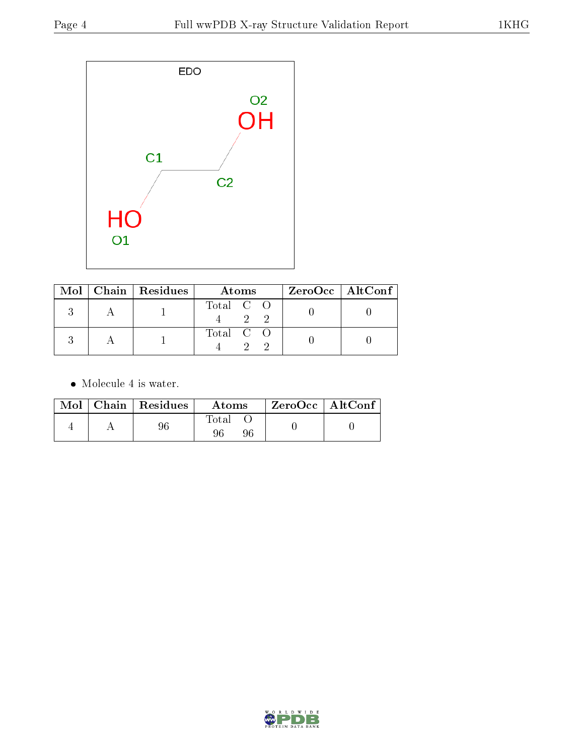| Mol | Chain | Residues | Atoms | | | ZeroOcc | AltConf |
|---|---|---|---|---|---|---|---|
| | | | Total | C | O | | |
| 3 | A | 1 | 4 | 2 | 2 | 0 | 0 |
| 3 | A | 1 | 4 | 2 | 2 | 0 | 0 |

- Molecule 4 is water.

| Mol | Chain | Residues | Atoms | | ZeroOcc | AltConf |
|---|---|---|---|---|---|---|
| | | | Total | O | | |
| 4 | A | 96 | 96 | 96 | 0 | 0 |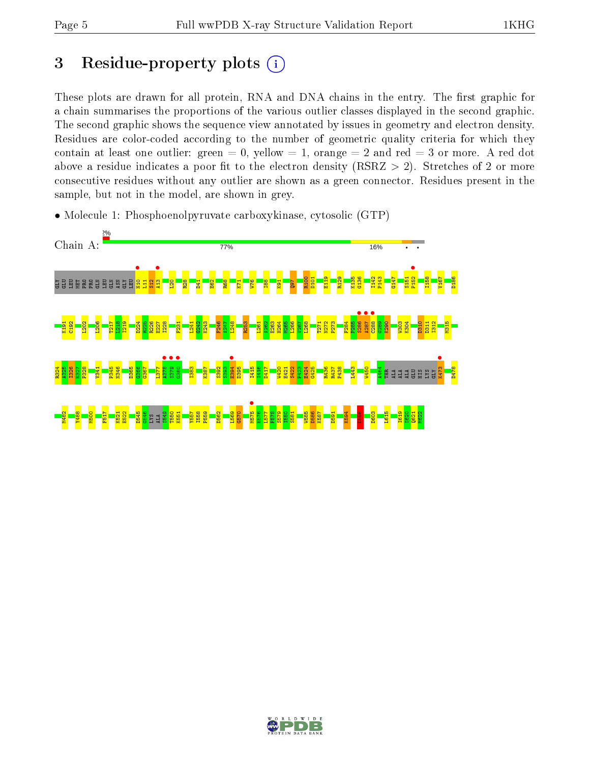# 3 Residue-property plots

These plots are drawn for all protein, RNA and DNA chains in the entry. The first graphic for a chain summarises the proportions of the various outlier classes displayed in the second graphic. The second graphic shows the sequence view annotated by issues in geometry and electron density. Residues are color-coded according to the number of geometric quality criteria for which they contain at least one outlier: green = 0, yellow = 1, orange = 2 and red = 3 or more. A red dot above a residue indicates a poor fit to the electron density (RSRZ > 2). Stretches of 2 or more consecutive residues without any outlier are shown as a green connector. Residues present in the sample, but not in the model, are shown in grey.

- Molecule 1: Phosphoenolpyruvate carboxykinase, cytosolic (GTP)

Chain A: 2% | 77% | 16% | • | •

GLY GLU LEU MET PRO PRO GLN LEU GLN ASN GLY LEU N10 L11 S12 A13 L20 R28 D41 E62 R68 K71 W76 I88 K91 Q97 R100 D101 E119 R129 K135 G136 I142 P143 G147 S151 P152 I158 V167 D186

K191 C192 L202 L206 T217 L218 I219 D224 R225 R226 E227 I228 F231 L241 G242 K243 F246 A247 L248 R253 L261 A262 E263 R264 M265 L266 Y267 L268 T271 N272 P273 F284 P285 S286 A287 C288 G289 K290 W303 K304 D310 D311 I312 M315

R324 A325 I326 M327 P328 V341 P345 N346 D365 G366 G367 L377 A378 S379 G380 I383 K387 S392 S393 E394 D395 I415 I416 D417 W420 E421 S422 P423 E424 G425 R436 R437 P438 L443 W450 A464 THR ALA ALA ALA GLU HIS LYS GLY K473 D478

M482 Y488 M500 F517 K521 E522 D545 G546 LYS ALA S549 T550 K551 Y557 I558 P559 D562 L569 G570 M575 E576 L577 F578 S579 I580 S581 W585 D586 K587 D591 K594 D598 D603 L615 I619 S620 Q621 M622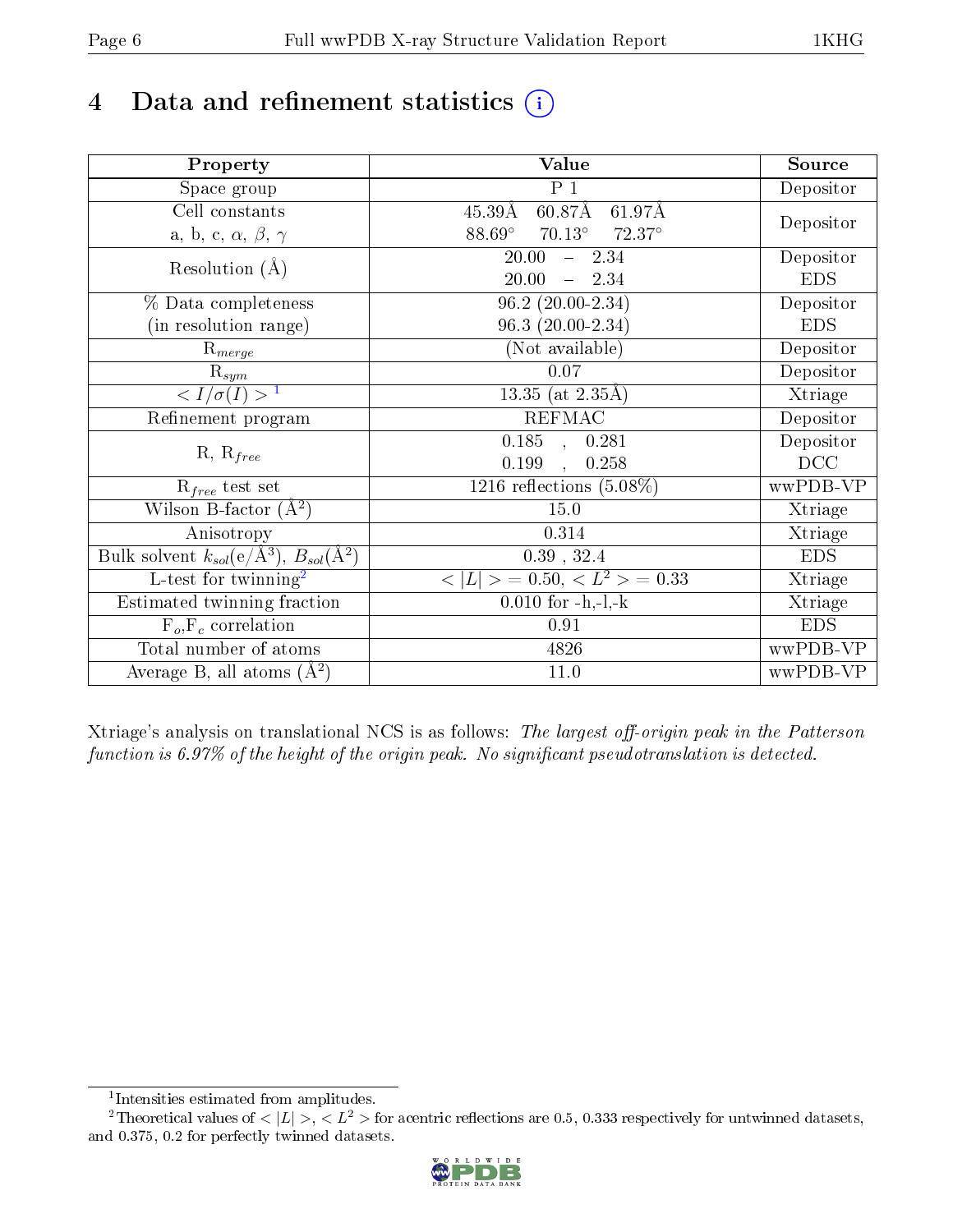# 4 Data and refinement statistics (i)

| Property | Value | Source |
|---|---|---|
| Space group | P 1 | Depositor |
| Cell constants<br>a, b, c, $\alpha$, $\beta$, $\gamma$ | 45.39Å 60.87Å 61.97Å<br>88.69° 70.13° 72.37° | Depositor |
| Resolution (Å) | 20.00 – 2.34<br>20.00 – 2.34 | Depositor<br>EDS |
| % Data completeness<br>(in resolution range) | 96.2 (20.00-2.34)<br>96.3 (20.00-2.34) | Depositor<br>EDS |
| $R_{merge}$ | (Not available) | Depositor |
| $R_{sym}$ | 0.07 | Depositor |
| $< I/\sigma(I) >$ [1] | 13.35 (at 2.35Å) | Xtriage |
| Refinement program | REFMAC | Depositor |
| R, $R_{free}$ | 0.185 , 0.281<br>0.199 , 0.258 | Depositor<br>DCC |
| $R_{free}$ test set | 1216 reflections (5.08%) | wwPDB-VP |
| Wilson B-factor (Å$^2$) | 15.0 | Xtriage |
| Anisotropy | 0.314 | Xtriage |
| Bulk solvent $k_{sol}$(e/Å$^3$), $B_{sol}$(Å$^2$) | 0.39 , 32.4 | EDS |
| L-test for twinning[2] | $< \|L\| >$ = 0.50, $< L^2 >$ = 0.33 | Xtriage |
| Estimated twinning fraction | 0.010 for -h,-l,-k | Xtriage |
| $F_o$,$F_c$ correlation | 0.91 | EDS |
| Total number of atoms | 4826 | wwPDB-VP |
| Average B, all atoms (Å$^2$) | 11.0 | wwPDB-VP |

Xtriage's analysis on translational NCS is as follows: *The largest off-origin peak in the Patterson function is 6.97% of the height of the origin peak. No significant pseudotranslation is detected.*

[1] Intensities estimated from amplitudes.

[2] Theoretical values of $< |L| >$, $< L^2 >$ for acentric reflections are 0.5, 0.333 respectively for untwinned datasets, and 0.375, 0.2 for perfectly twinned datasets.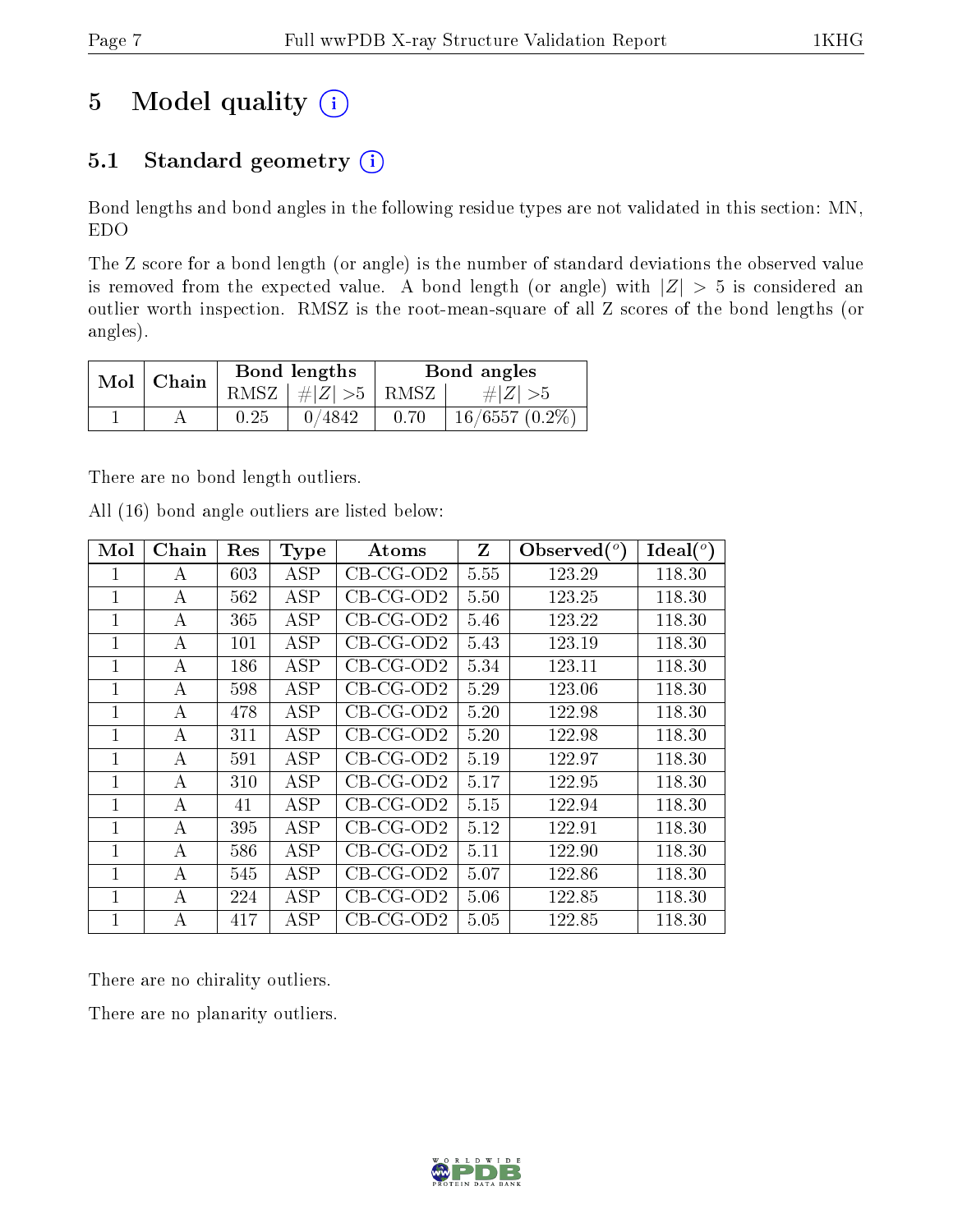# 5 Model quality

## 5.1 Standard geometry

Bond lengths and bond angles in the following residue types are not validated in this section: MN, EDO

The Z score for a bond length (or angle) is the number of standard deviations the observed value is removed from the expected value. A bond length (or angle) with $|Z| > 5$ is considered an outlier worth inspection. RMSZ is the root-mean-square of all Z scores of the bond lengths (or angles).

| Mol | Chain | Bond lengths | | Bond angles | |
|---|---|---|---|---|---|
| | | RMSZ | $\#\|Z\| >5$ | RMSZ | $\#\|Z\| >5$ |
| 1 | A | 0.25 | 0/4842 | 0.70 | 16/6557 (0.2%) |

There are no bond length outliers.

All (16) bond angle outliers are listed below:

| Mol | Chain | Res | Type | Atoms | Z | Observed(°) | Ideal(°) |
|---|---|---|---|---|---|---|---|
| 1 | A | 603 | ASP | CB-CG-OD2 | 5.55 | 123.29 | 118.30 |
| 1 | A | 562 | ASP | CB-CG-OD2 | 5.50 | 123.25 | 118.30 |
| 1 | A | 365 | ASP | CB-CG-OD2 | 5.46 | 123.22 | 118.30 |
| 1 | A | 101 | ASP | CB-CG-OD2 | 5.43 | 123.19 | 118.30 |
| 1 | A | 186 | ASP | CB-CG-OD2 | 5.34 | 123.11 | 118.30 |
| 1 | A | 598 | ASP | CB-CG-OD2 | 5.29 | 123.06 | 118.30 |
| 1 | A | 478 | ASP | CB-CG-OD2 | 5.20 | 122.98 | 118.30 |
| 1 | A | 311 | ASP | CB-CG-OD2 | 5.20 | 122.98 | 118.30 |
| 1 | A | 591 | ASP | CB-CG-OD2 | 5.19 | 122.97 | 118.30 |
| 1 | A | 310 | ASP | CB-CG-OD2 | 5.17 | 122.95 | 118.30 |
| 1 | A | 41 | ASP | CB-CG-OD2 | 5.15 | 122.94 | 118.30 |
| 1 | A | 395 | ASP | CB-CG-OD2 | 5.12 | 122.91 | 118.30 |
| 1 | A | 586 | ASP | CB-CG-OD2 | 5.11 | 122.90 | 118.30 |
| 1 | A | 545 | ASP | CB-CG-OD2 | 5.07 | 122.86 | 118.30 |
| 1 | A | 224 | ASP | CB-CG-OD2 | 5.06 | 122.85 | 118.30 |
| 1 | A | 417 | ASP | CB-CG-OD2 | 5.05 | 122.85 | 118.30 |

There are no chirality outliers.

There are no planarity outliers.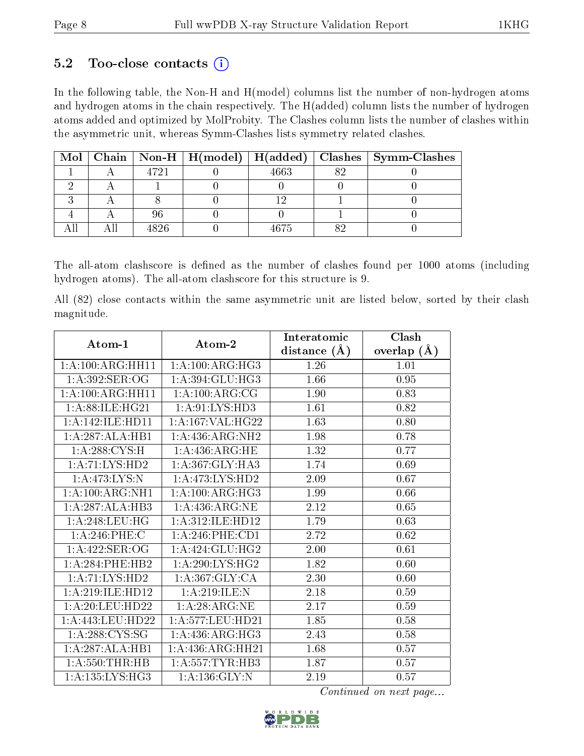### 5.2 Too-close contacts (i)

In the following table, the Non-H and H(model) columns list the number of non-hydrogen atoms and hydrogen atoms in the chain respectively. The H(added) column lists the number of hydrogen atoms added and optimized by MolProbity. The Clashes column lists the number of clashes within the asymmetric unit, whereas Symm-Clashes lists symmetry related clashes.

| Mol | Chain | Non-H | H(model) | H(added) | Clashes | Symm-Clashes |
|---|---|---|---|---|---|---|
| 1 | A | 4721 | 0 | 4663 | 82 | 0 |
| 2 | A | 1 | 0 | 0 | 0 | 0 |
| 3 | A | 8 | 0 | 12 | 1 | 0 |
| 4 | A | 96 | 0 | 0 | 1 | 0 |
| All | All | 4826 | 0 | 4675 | 82 | 0 |

The all-atom clashscore is defined as the number of clashes found per 1000 atoms (including hydrogen atoms). The all-atom clashscore for this structure is 9.

All (82) close contacts within the same asymmetric unit are listed below, sorted by their clash magnitude.

| Atom-1 | Atom-2 | Interatomic distance (Å) | Clash overlap (Å) |
|---|---|---|---|
| 1:A:100:ARG:HH11 | 1:A:100:ARG:HG3 | 1.26 | 1.01 |
| 1:A:392:SER:OG | 1:A:394:GLU:HG3 | 1.66 | 0.95 |
| 1:A:100:ARG:HH11 | 1:A:100:ARG:CG | 1.90 | 0.83 |
| 1:A:88:ILE:HG21 | 1:A:91:LYS:HD3 | 1.61 | 0.82 |
| 1:A:142:ILE:HD11 | 1:A:167:VAL:HG22 | 1.63 | 0.80 |
| 1:A:287:ALA:HB1 | 1:A:436:ARG:NH2 | 1.98 | 0.78 |
| 1:A:288:CYS:H | 1:A:436:ARG:HE | 1.32 | 0.77 |
| 1:A:71:LYS:HD2 | 1:A:367:GLY:HA3 | 1.74 | 0.69 |
| 1:A:473:LYS:N | 1:A:473:LYS:HD2 | 2.09 | 0.67 |
| 1:A:100:ARG:NH1 | 1:A:100:ARG:HG3 | 1.99 | 0.66 |
| 1:A:287:ALA:HB3 | 1:A:436:ARG:NE | 2.12 | 0.65 |
| 1:A:248:LEU:HG | 1:A:312:ILE:HD12 | 1.79 | 0.63 |
| 1:A:246:PHE:C | 1:A:246:PHE:CD1 | 2.72 | 0.62 |
| 1:A:422:SER:OG | 1:A:424:GLU:HG2 | 2.00 | 0.61 |
| 1:A:284:PHE:HB2 | 1:A:290:LYS:HG2 | 1.82 | 0.60 |
| 1:A:71:LYS:HD2 | 1:A:367:GLY:CA | 2.30 | 0.60 |
| 1:A:219:ILE:HD12 | 1:A:219:ILE:N | 2.18 | 0.59 |
| 1:A:20:LEU:HD22 | 1:A:28:ARG:NE | 2.17 | 0.59 |
| 1:A:443:LEU:HD22 | 1:A:577:LEU:HD21 | 1.85 | 0.58 |
| 1:A:288:CYS:SG | 1:A:436:ARG:HG3 | 2.43 | 0.58 |
| 1:A:287:ALA:HB1 | 1:A:436:ARG:HH21 | 1.68 | 0.57 |
| 1:A:550:THR:HB | 1:A:557:TYR:HB3 | 1.87 | 0.57 |
| 1:A:135:LYS:HG3 | 1:A:136:GLY:N | 2.19 | 0.57 |

*Continued on next page...*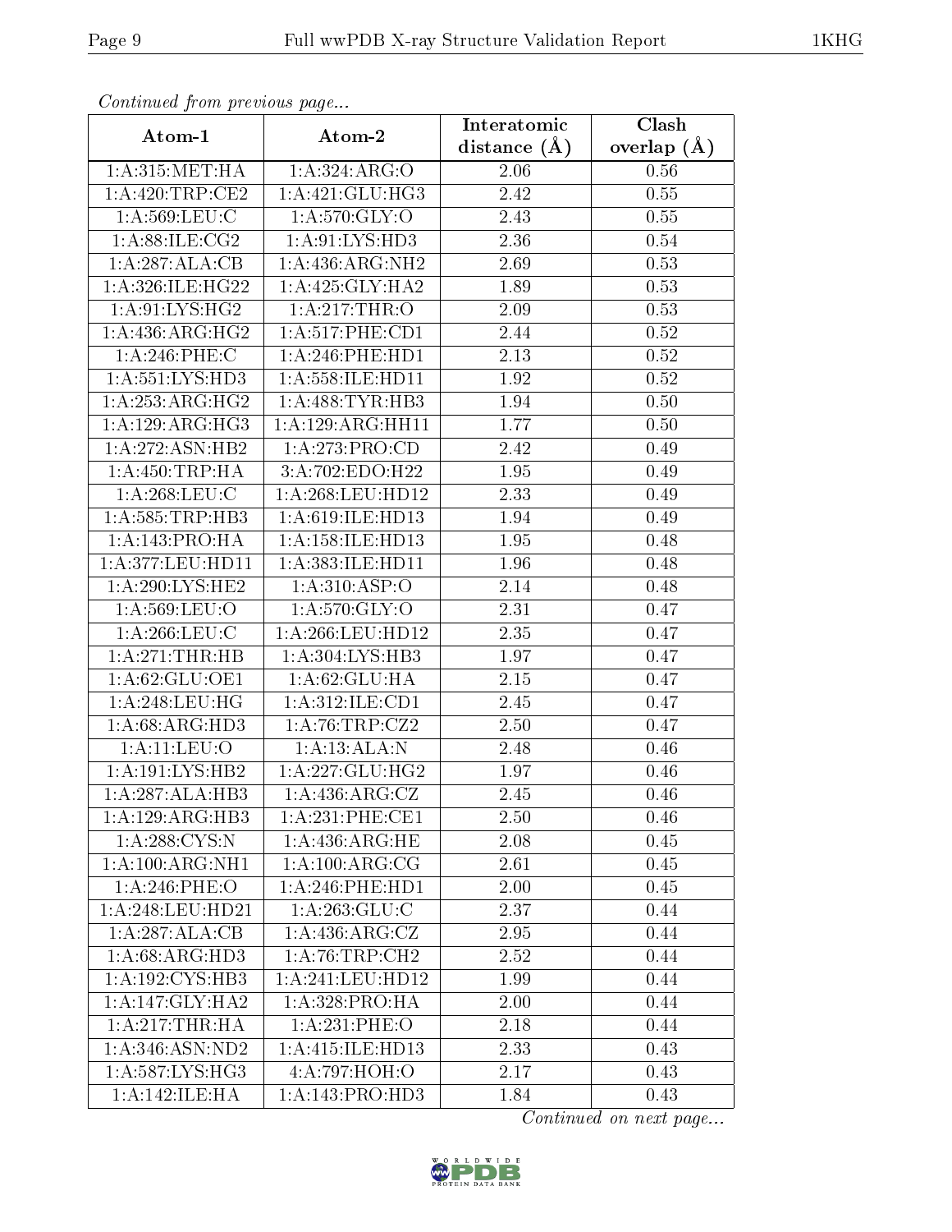*Continued from previous page...*

| Atom-1 | Atom-2 | Interatomic distance (Å) | Clash overlap (Å) |
|---|---|---|---|
| 1:A:315:MET:HA | 1:A:324:ARG:O | 2.06 | 0.56 |
| 1:A:420:TRP:CE2 | 1:A:421:GLU:HG3 | 2.42 | 0.55 |
| 1:A:569:LEU:C | 1:A:570:GLY:O | 2.43 | 0.55 |
| 1:A:88:ILE:CG2 | 1:A:91:LYS:HD3 | 2.36 | 0.54 |
| 1:A:287:ALA:CB | 1:A:436:ARG:NH2 | 2.69 | 0.53 |
| 1:A:326:ILE:HG22 | 1:A:425:GLY:HA2 | 1.89 | 0.53 |
| 1:A:91:LYS:HG2 | 1:A:217:THR:O | 2.09 | 0.53 |
| 1:A:436:ARG:HG2 | 1:A:517:PHE:CD1 | 2.44 | 0.52 |
| 1:A:246:PHE:C | 1:A:246:PHE:HD1 | 2.13 | 0.52 |
| 1:A:551:LYS:HD3 | 1:A:558:ILE:HD11 | 1.92 | 0.52 |
| 1:A:253:ARG:HG2 | 1:A:488:TYR:HB3 | 1.94 | 0.50 |
| 1:A:129:ARG:HG3 | 1:A:129:ARG:HH11 | 1.77 | 0.50 |
| 1:A:272:ASN:HB2 | 1:A:273:PRO:CD | 2.42 | 0.49 |
| 1:A:450:TRP:HA | 3:A:702:EDO:H22 | 1.95 | 0.49 |
| 1:A:268:LEU:C | 1:A:268:LEU:HD12 | 2.33 | 0.49 |
| 1:A:585:TRP:HB3 | 1:A:619:ILE:HD13 | 1.94 | 0.49 |
| 1:A:143:PRO:HA | 1:A:158:ILE:HD13 | 1.95 | 0.48 |
| 1:A:377:LEU:HD11 | 1:A:383:ILE:HD11 | 1.96 | 0.48 |
| 1:A:290:LYS:HE2 | 1:A:310:ASP:O | 2.14 | 0.48 |
| 1:A:569:LEU:O | 1:A:570:GLY:O | 2.31 | 0.47 |
| 1:A:266:LEU:C | 1:A:266:LEU:HD12 | 2.35 | 0.47 |
| 1:A:271:THR:HB | 1:A:304:LYS:HB3 | 1.97 | 0.47 |
| 1:A:62:GLU:OE1 | 1:A:62:GLU:HA | 2.15 | 0.47 |
| 1:A:248:LEU:HG | 1:A:312:ILE:CD1 | 2.45 | 0.47 |
| 1:A:68:ARG:HD3 | 1:A:76:TRP:CZ2 | 2.50 | 0.47 |
| 1:A:11:LEU:O | 1:A:13:ALA:N | 2.48 | 0.46 |
| 1:A:191:LYS:HB2 | 1:A:227:GLU:HG2 | 1.97 | 0.46 |
| 1:A:287:ALA:HB3 | 1:A:436:ARG:CZ | 2.45 | 0.46 |
| 1:A:129:ARG:HB3 | 1:A:231:PHE:CE1 | 2.50 | 0.46 |
| 1:A:288:CYS:N | 1:A:436:ARG:HE | 2.08 | 0.45 |
| 1:A:100:ARG:NH1 | 1:A:100:ARG:CG | 2.61 | 0.45 |
| 1:A:246:PHE:O | 1:A:246:PHE:HD1 | 2.00 | 0.45 |
| 1:A:248:LEU:HD21 | 1:A:263:GLU:C | 2.37 | 0.44 |
| 1:A:287:ALA:CB | 1:A:436:ARG:CZ | 2.95 | 0.44 |
| 1:A:68:ARG:HD3 | 1:A:76:TRP:CH2 | 2.52 | 0.44 |
| 1:A:192:CYS:HB3 | 1:A:241:LEU:HD12 | 1.99 | 0.44 |
| 1:A:147:GLY:HA2 | 1:A:328:PRO:HA | 2.00 | 0.44 |
| 1:A:217:THR:HA | 1:A:231:PHE:O | 2.18 | 0.44 |
| 1:A:346:ASN:ND2 | 1:A:415:ILE:HD13 | 2.33 | 0.43 |
| 1:A:587:LYS:HG3 | 4:A:797:HOH:O | 2.17 | 0.43 |
| 1:A:142:ILE:HA | 1:A:143:PRO:HD3 | 1.84 | 0.43 |

*Continued on next page...*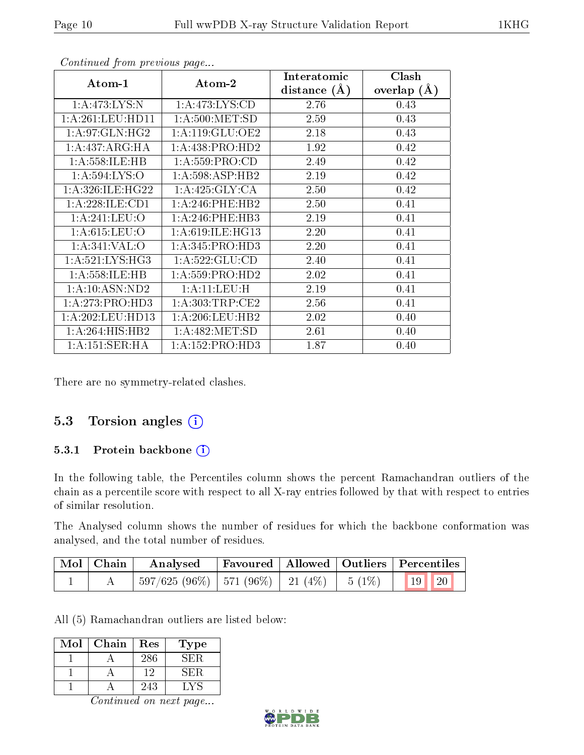*Continued from previous page...*

| Atom-1 | Atom-2 | Interatomic distance (Å) | Clash overlap (Å) |
|---|---|---|---|
| 1:A:473:LYS:N | 1:A:473:LYS:CD | 2.76 | 0.43 |
| 1:A:261:LEU:HD11 | 1:A:500:MET:SD | 2.59 | 0.43 |
| 1:A:97:GLN:HG2 | 1:A:119:GLU:OE2 | 2.18 | 0.43 |
| 1:A:437:ARG:HA | 1:A:438:PRO:HD2 | 1.92 | 0.42 |
| 1:A:558:ILE:HB | 1:A:559:PRO:CD | 2.49 | 0.42 |
| 1:A:594:LYS:O | 1:A:598:ASP:HB2 | 2.19 | 0.42 |
| 1:A:326:ILE:HG22 | 1:A:425:GLY:CA | 2.50 | 0.42 |
| 1:A:228:ILE:CD1 | 1:A:246:PHE:HB2 | 2.50 | 0.41 |
| 1:A:241:LEU:O | 1:A:246:PHE:HB3 | 2.19 | 0.41 |
| 1:A:615:LEU:O | 1:A:619:ILE:HG13 | 2.20 | 0.41 |
| 1:A:341:VAL:O | 1:A:345:PRO:HD3 | 2.20 | 0.41 |
| 1:A:521:LYS:HG3 | 1:A:522:GLU:CD | 2.40 | 0.41 |
| 1:A:558:ILE:HB | 1:A:559:PRO:HD2 | 2.02 | 0.41 |
| 1:A:10:ASN:ND2 | 1:A:11:LEU:H | 2.19 | 0.41 |
| 1:A:273:PRO:HD3 | 1:A:303:TRP:CE2 | 2.56 | 0.41 |
| 1:A:202:LEU:HD13 | 1:A:206:LEU:HB2 | 2.02 | 0.40 |
| 1:A:264:HIS:HB2 | 1:A:482:MET:SD | 2.61 | 0.40 |
| 1:A:151:SER:HA | 1:A:152:PRO:HD3 | 1.87 | 0.40 |

There are no symmetry-related clashes.

## 5.3 Torsion angles

### 5.3.1 Protein backbone

In the following table, the Percentiles column shows the percent Ramachandran outliers of the chain as a percentile score with respect to all X-ray entries followed by that with respect to entries of similar resolution.

The Analysed column shows the number of residues for which the backbone conformation was analysed, and the total number of residues.

| Mol | Chain | Analysed | Favoured | Allowed | Outliers | Percentiles | |
|---|---|---|---|---|---|---|---|
| 1 | A | 597/625 (96%) | 571 (96%) | 21 (4%) | 5 (1%) | 19 | 20 |

All (5) Ramachandran outliers are listed below:

| Mol | Chain | Res | Type |
|---|---|---|---|
| 1 | A | 286 | SER |
| 1 | A | 12 | SER |
| 1 | A | 243 | LYS |

*Continued on next page...*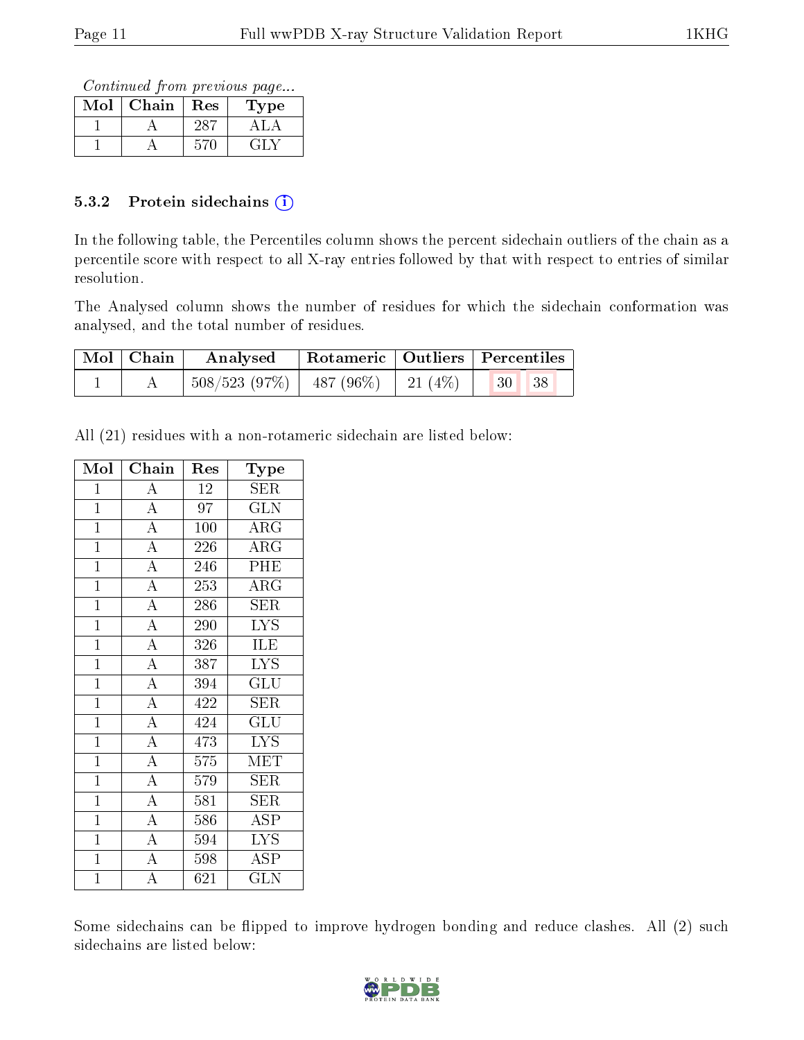*Continued from previous page...*

| Mol | Chain | Res | Type |
|---|---|---|---|
| 1 | A | 287 | ALA |
| 1 | A | 570 | GLY |

### 5.3.2 Protein sidechains ⓘ

In the following table, the Percentiles column shows the percent sidechain outliers of the chain as a percentile score with respect to all X-ray entries followed by that with respect to entries of similar resolution.

The Analysed column shows the number of residues for which the sidechain conformation was analysed, and the total number of residues.

| Mol | Chain | Analysed | Rotameric | Outliers | Percentiles | |
|---|---|---|---|---|---|---|
| 1 | A | 508/523 (97%) | 487 (96%) | 21 (4%) | 30 | 38 |

All (21) residues with a non-rotameric sidechain are listed below:

| Mol | Chain | Res | Type |
|---|---|---|---|
| 1 | A | 12 | SER |
| 1 | A | 97 | GLN |
| 1 | A | 100 | ARG |
| 1 | A | 226 | ARG |
| 1 | A | 246 | PHE |
| 1 | A | 253 | ARG |
| 1 | A | 286 | SER |
| 1 | A | 290 | LYS |
| 1 | A | 326 | ILE |
| 1 | A | 387 | LYS |
| 1 | A | 394 | GLU |
| 1 | A | 422 | SER |
| 1 | A | 424 | GLU |
| 1 | A | 473 | LYS |
| 1 | A | 575 | MET |
| 1 | A | 579 | SER |
| 1 | A | 581 | SER |
| 1 | A | 586 | ASP |
| 1 | A | 594 | LYS |
| 1 | A | 598 | ASP |
| 1 | A | 621 | GLN |

Some sidechains can be flipped to improve hydrogen bonding and reduce clashes. All (2) such sidechains are listed below: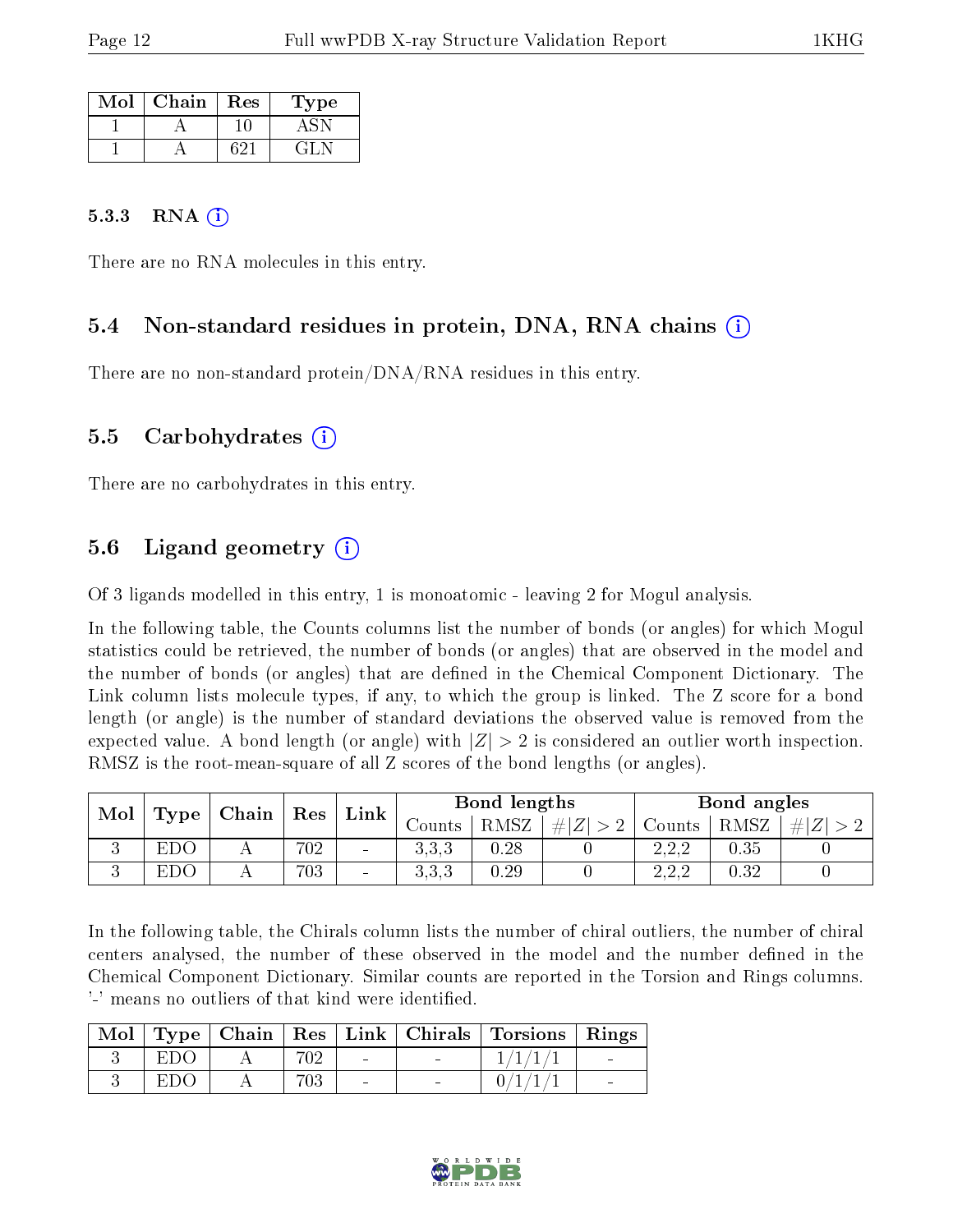| Mol | Chain | Res | Type |
|---|---|---|---|
| 1 | A | 10 | ASN |
| 1 | A | 621 | GLN |

### 5.3.3 RNA (i)

There are no RNA molecules in this entry.

## 5.4 Non-standard residues in protein, DNA, RNA chains (i)

There are no non-standard protein/DNA/RNA residues in this entry.

## 5.5 Carbohydrates (i)

There are no carbohydrates in this entry.

## 5.6 Ligand geometry (i)

Of 3 ligands modelled in this entry, 1 is monoatomic - leaving 2 for Mogul analysis.

In the following table, the Counts columns list the number of bonds (or angles) for which Mogul statistics could be retrieved, the number of bonds (or angles) that are observed in the model and the number of bonds (or angles) that are defined in the Chemical Component Dictionary. The Link column lists molecule types, if any, to which the group is linked. The Z score for a bond length (or angle) is the number of standard deviations the observed value is removed from the expected value. A bond length (or angle) with $|Z| > 2$ is considered an outlier worth inspection. RMSZ is the root-mean-square of all Z scores of the bond lengths (or angles).

| Mol | Type | Chain | Res | Link | Bond lengths | | | Bond angles | | |
|---|---|---|---|---|---|---|---|---|---|---|
| | | | | | Counts | RMSZ | $\#\|Z\| > 2$ | Counts | RMSZ | $\#\|Z\| > 2$ |
| 3 | EDO | A | 702 | - | 3,3,3 | 0.28 | 0 | 2,2,2 | 0.35 | 0 |
| 3 | EDO | A | 703 | - | 3,3,3 | 0.29 | 0 | 2,2,2 | 0.32 | 0 |

In the following table, the Chirals column lists the number of chiral outliers, the number of chiral centers analysed, the number of these observed in the model and the number defined in the Chemical Component Dictionary. Similar counts are reported in the Torsion and Rings columns. '-' means no outliers of that kind were identified.

| Mol | Type | Chain | Res | Link | Chirals | Torsions | Rings |
|---|---|---|---|---|---|---|---|
| 3 | EDO | A | 702 | - | - | 1/1/1/1 | - |
| 3 | EDO | A | 703 | - | - | 0/1/1/1 | - |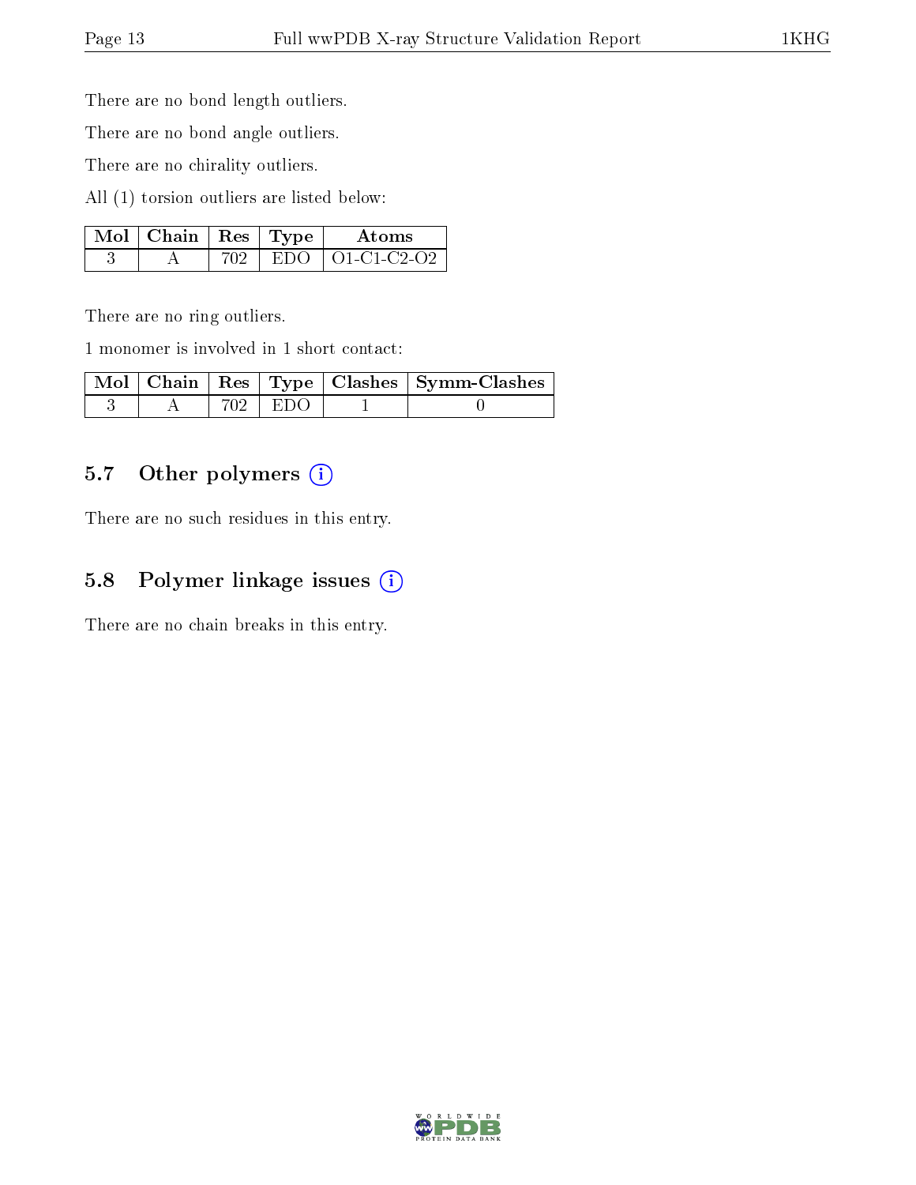There are no bond length outliers.

There are no bond angle outliers.

There are no chirality outliers.

All (1) torsion outliers are listed below:

| Mol | Chain | Res | Type | Atoms |
|---|---|---|---|---|
| 3 | A | 702 | EDO | O1-C1-C2-O2 |

There are no ring outliers.

1 monomer is involved in 1 short contact:

| Mol | Chain | Res | Type | Clashes | Symm-Clashes |
|---|---|---|---|---|---|
| 3 | A | 702 | EDO | 1 | 0 |

### 5.7 Other polymers (i)

There are no such residues in this entry.

### 5.8 Polymer linkage issues (i)

There are no chain breaks in this entry.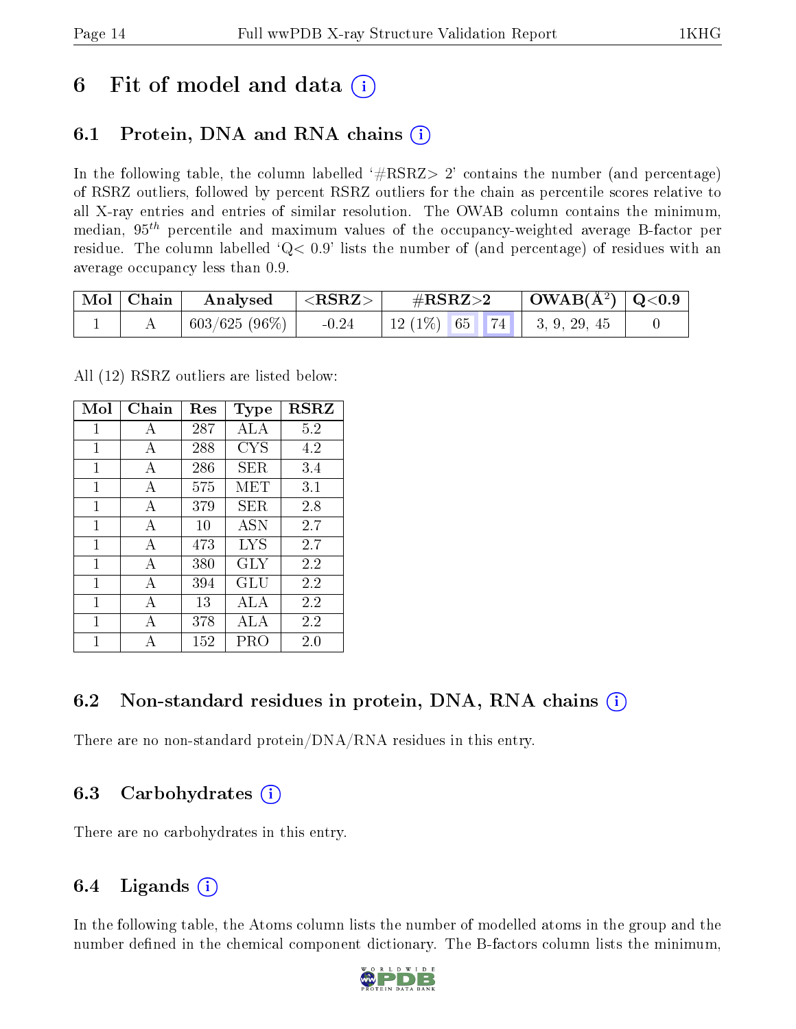# 6 Fit of model and data (i)

## 6.1 Protein, DNA and RNA chains (i)

In the following table, the column labelled '#RSRZ> 2' contains the number (and percentage) of RSRZ outliers, followed by percent RSRZ outliers for the chain as percentile scores relative to all X-ray entries and entries of similar resolution. The OWAB column contains the minimum, median, $95^{th}$ percentile and maximum values of the occupancy-weighted average B-factor per residue. The column labelled 'Q< 0.9' lists the number of (and percentage) of residues with an average occupancy less than 0.9.

| Mol | Chain | Analysed | <RSRZ> | #RSRZ>2 | | | OWAB(Å$^2$) | Q<0.9 |
|---|---|---|---|---|---|---|---|---|
| 1 | A | 603/625 (96%) | -0.24 | 12 (1%) | 65 | 74 | 3, 9, 29, 45 | 0 |

All (12) RSRZ outliers are listed below:

| Mol | Chain | Res | Type | RSRZ |
|---|---|---|---|---|
| 1 | A | 287 | ALA | 5.2 |
| 1 | A | 288 | CYS | 4.2 |
| 1 | A | 286 | SER | 3.4 |
| 1 | A | 575 | MET | 3.1 |
| 1 | A | 379 | SER | 2.8 |
| 1 | A | 10 | ASN | 2.7 |
| 1 | A | 473 | LYS | 2.7 |
| 1 | A | 380 | GLY | 2.2 |
| 1 | A | 394 | GLU | 2.2 |
| 1 | A | 13 | ALA | 2.2 |
| 1 | A | 378 | ALA | 2.2 |
| 1 | A | 152 | PRO | 2.0 |

## 6.2 Non-standard residues in protein, DNA, RNA chains (i)

There are no non-standard protein/DNA/RNA residues in this entry.

## 6.3 Carbohydrates (i)

There are no carbohydrates in this entry.

## 6.4 Ligands (i)

In the following table, the Atoms column lists the number of modelled atoms in the group and the number defined in the chemical component dictionary. The B-factors column lists the minimum,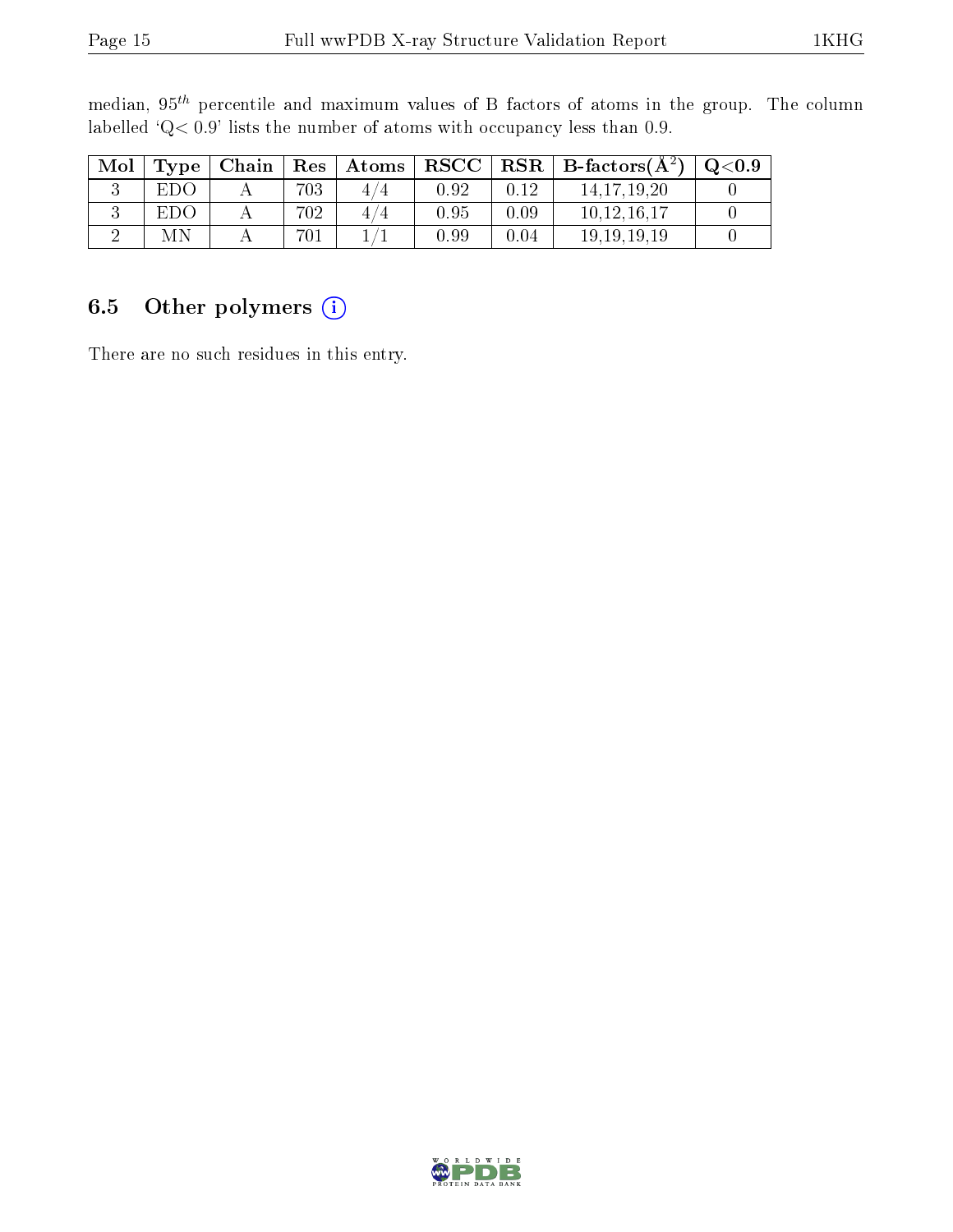median, $95^{th}$ percentile and maximum values of B factors of atoms in the group. The column labelled 'Q< 0.9' lists the number of atoms with occupancy less than 0.9.

| Mol | Type | Chain | Res | Atoms | RSCC | RSR | B-factors($Å^2$) | Q<0.9 |
|---|---|---|---|---|---|---|---|---|
| 3 | EDO | A | 703 | 4/4 | 0.92 | 0.12 | 14,17,19,20 | 0 |
| 3 | EDO | A | 702 | 4/4 | 0.95 | 0.09 | 10,12,16,17 | 0 |
| 2 | MN | A | 701 | 1/1 | 0.99 | 0.04 | 19,19,19,19 | 0 |

### 6.5 Other polymers ⓘ

There are no such residues in this entry.